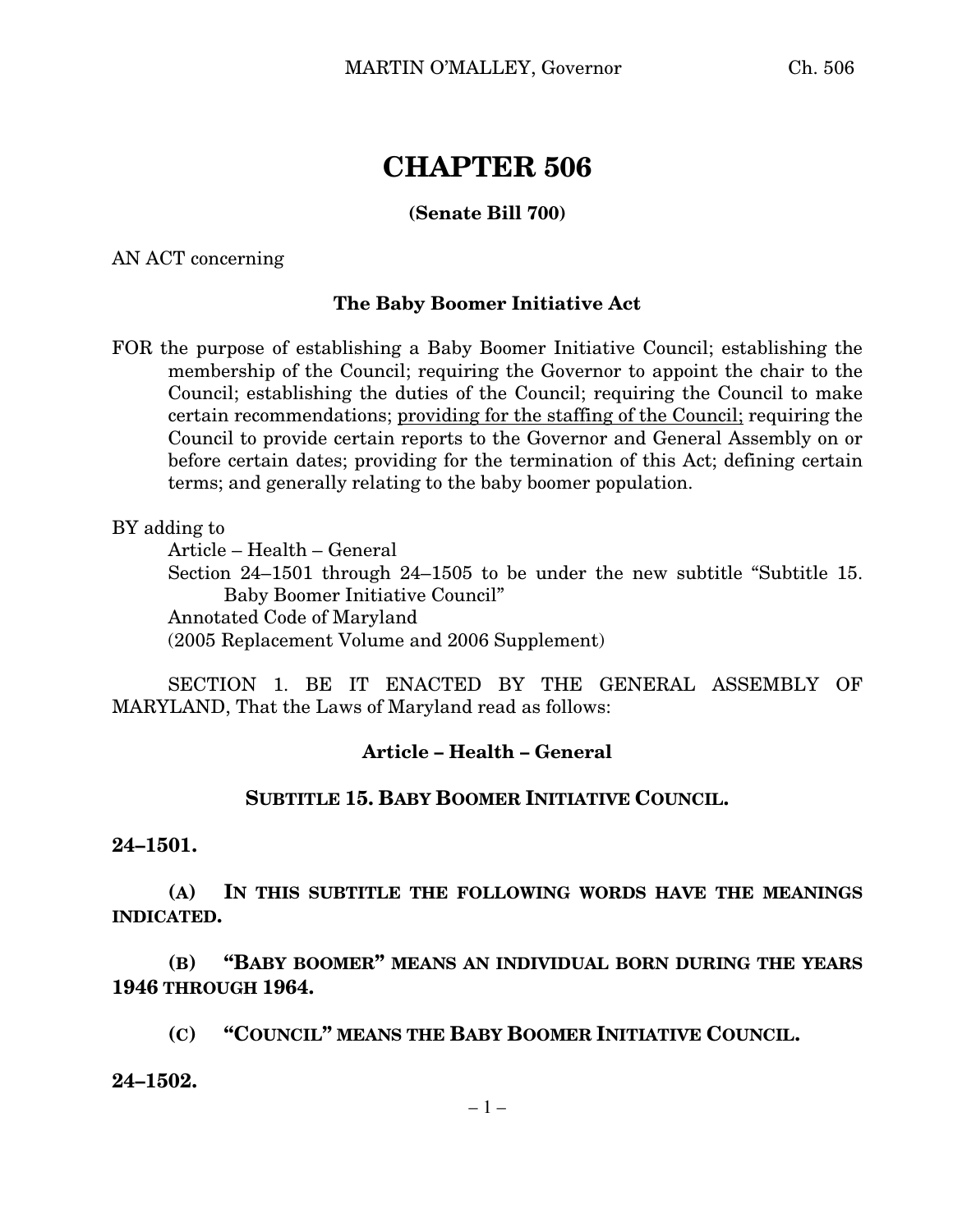# CHAPTER 506

**(Senate Bill 700)**

AN ACT concerning

**The Baby Boomer Initiative Act**

FOR the purpose of establishing a Baby Boomer Initiative Council; establishing the membership of the Council; requiring the Governor to appoint the chair to the Council; establishing the duties of the Council; requiring the Council to make certain recommendations; <u>providing for the staffing of the Council;</u> requiring the Council to provide certain reports to the Governor and General Assembly on or before certain dates; providing for the termination of this Act; defining certain terms; and generally relating to the baby boomer population.

BY adding to
Article – Health – General
Section 24–1501 through 24–1505 to be under the new subtitle "Subtitle 15. Baby Boomer Initiative Council"
Annotated Code of Maryland
(2005 Replacement Volume and 2006 Supplement)

SECTION 1. BE IT ENACTED BY THE GENERAL ASSEMBLY OF MARYLAND, That the Laws of Maryland read as follows:

**Article – Health – General**

**SUBTITLE 15. BABY BOOMER INITIATIVE COUNCIL.**

**24–1501.**

**(A) IN THIS SUBTITLE THE FOLLOWING WORDS HAVE THE MEANINGS INDICATED.**

**(B) "BABY BOOMER" MEANS AN INDIVIDUAL BORN DURING THE YEARS 1946 THROUGH 1964.**

**(C) "COUNCIL" MEANS THE BABY BOOMER INITIATIVE COUNCIL.**

**24–1502.**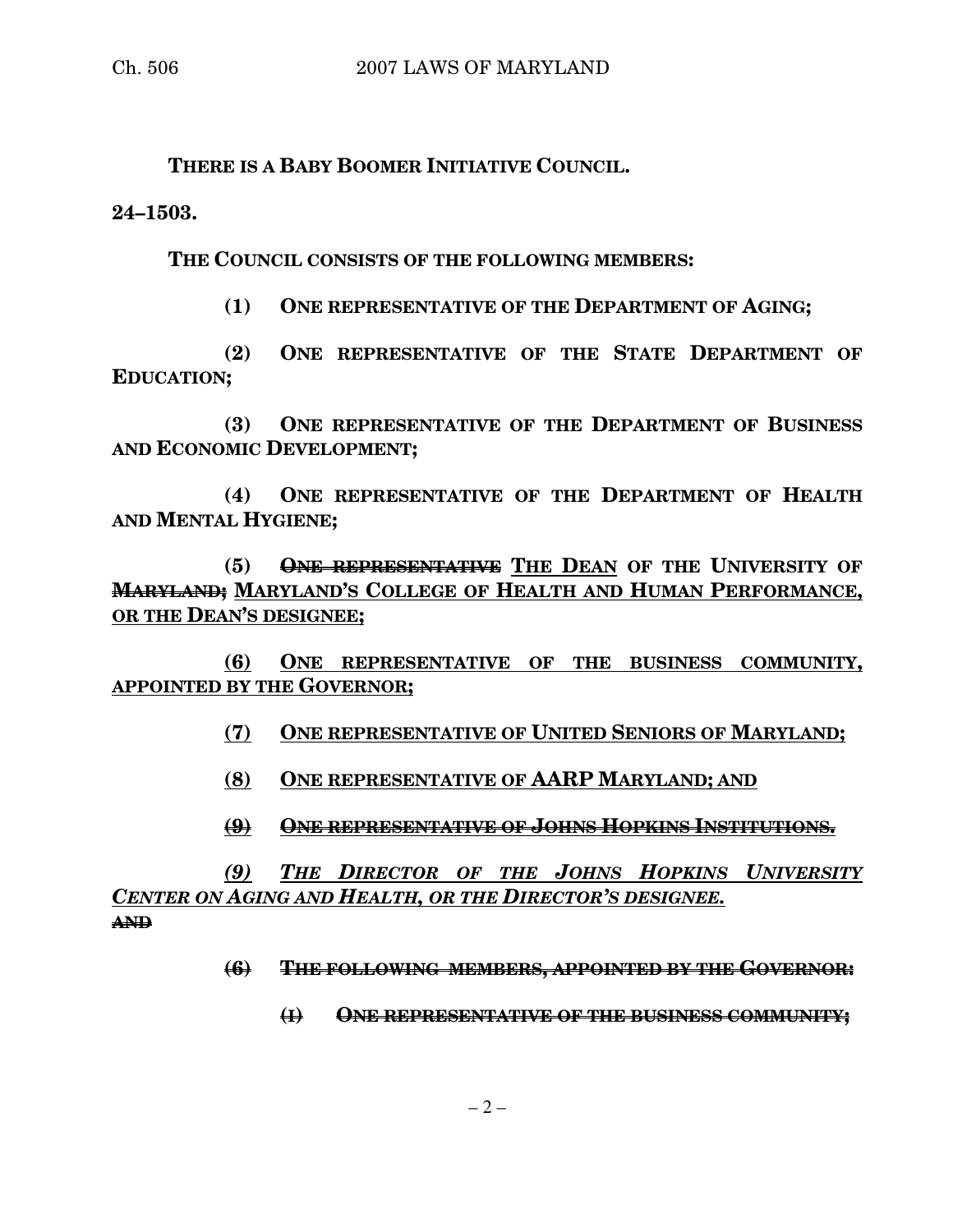**THERE IS A BABY BOOMER INITIATIVE COUNCIL.**

**24–1503.**

**THE COUNCIL CONSISTS OF THE FOLLOWING MEMBERS:**

**(1) ONE REPRESENTATIVE OF THE DEPARTMENT OF AGING;**

**(2) ONE REPRESENTATIVE OF THE STATE DEPARTMENT OF EDUCATION;**

**(3) ONE REPRESENTATIVE OF THE DEPARTMENT OF BUSINESS AND ECONOMIC DEVELOPMENT;**

**(4) ONE REPRESENTATIVE OF THE DEPARTMENT OF HEALTH AND MENTAL HYGIENE;**

**(5) ~~ONE REPRESENTATIVE~~ <u>THE DEAN</u> OF THE UNIVERSITY OF ~~MARYLAND;~~ <u>MARYLAND'S COLLEGE OF HEALTH AND HUMAN PERFORMANCE, OR THE DEAN'S DESIGNEE;</u>**

**<u>(6) ONE REPRESENTATIVE OF THE BUSINESS COMMUNITY, APPOINTED BY THE GOVERNOR;</u>**

**<u>(7) ONE REPRESENTATIVE OF UNITED SENIORS OF MARYLAND;</u>**

**<u>(8) ONE REPRESENTATIVE OF AARP MARYLAND; AND</u>**

**~~(9) ONE REPRESENTATIVE OF JOHNS HOPKINS INSTITUTIONS.~~**

***<u>(9) THE DIRECTOR OF THE JOHNS HOPKINS UNIVERSITY CENTER ON AGING AND HEALTH, OR THE DIRECTOR'S DESIGNEE.</u>***
**~~AND~~**

**~~(6) THE FOLLOWING MEMBERS, APPOINTED BY THE GOVERNOR:~~**

**~~(I) ONE REPRESENTATIVE OF THE BUSINESS COMMUNITY;~~**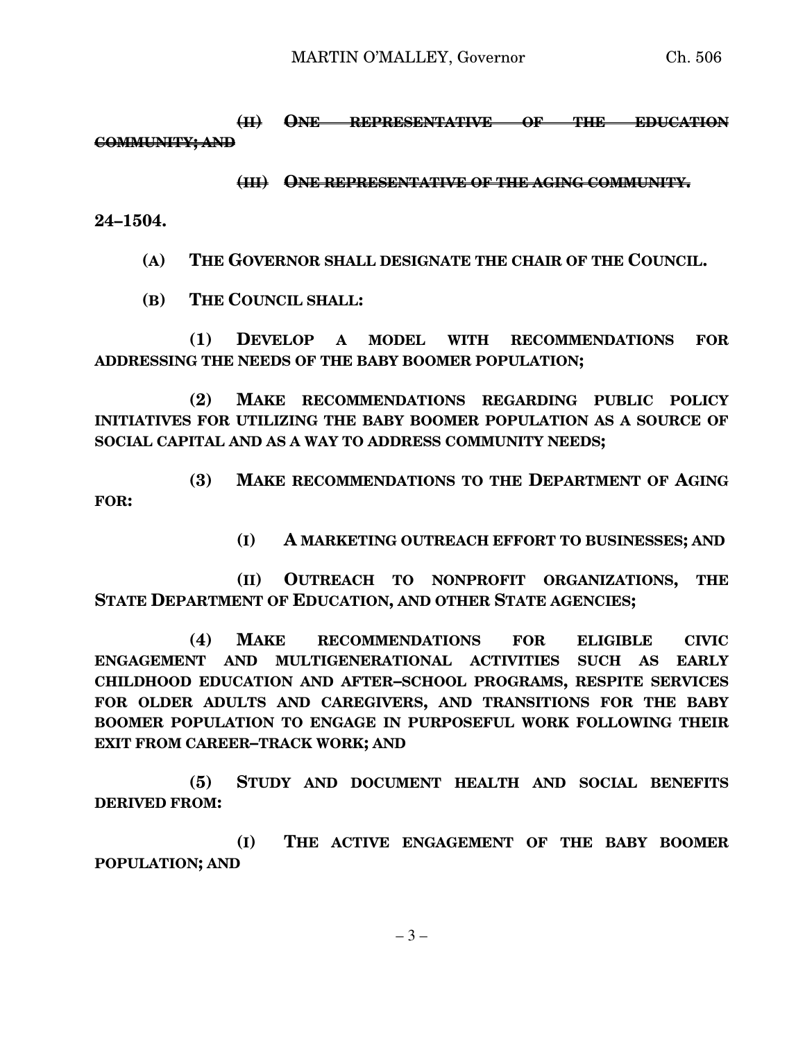~~(II) ONE REPRESENTATIVE OF THE EDUCATION COMMUNITY; AND~~

~~(III) ONE REPRESENTATIVE OF THE AGING COMMUNITY.~~

**24–1504.**

**(A) THE GOVERNOR SHALL DESIGNATE THE CHAIR OF THE COUNCIL.**

**(B) THE COUNCIL SHALL:**

**(1) DEVELOP A MODEL WITH RECOMMENDATIONS FOR ADDRESSING THE NEEDS OF THE BABY BOOMER POPULATION;**

**(2) MAKE RECOMMENDATIONS REGARDING PUBLIC POLICY INITIATIVES FOR UTILIZING THE BABY BOOMER POPULATION AS A SOURCE OF SOCIAL CAPITAL AND AS A WAY TO ADDRESS COMMUNITY NEEDS;**

**(3) MAKE RECOMMENDATIONS TO THE DEPARTMENT OF AGING FOR:**

**(I) A MARKETING OUTREACH EFFORT TO BUSINESSES; AND**

**(II) OUTREACH TO NONPROFIT ORGANIZATIONS, THE STATE DEPARTMENT OF EDUCATION, AND OTHER STATE AGENCIES;**

**(4) MAKE RECOMMENDATIONS FOR ELIGIBLE CIVIC ENGAGEMENT AND MULTIGENERATIONAL ACTIVITIES SUCH AS EARLY CHILDHOOD EDUCATION AND AFTER–SCHOOL PROGRAMS, RESPITE SERVICES FOR OLDER ADULTS AND CAREGIVERS, AND TRANSITIONS FOR THE BABY BOOMER POPULATION TO ENGAGE IN PURPOSEFUL WORK FOLLOWING THEIR EXIT FROM CAREER–TRACK WORK; AND**

**(5) STUDY AND DOCUMENT HEALTH AND SOCIAL BENEFITS DERIVED FROM:**

**(I) THE ACTIVE ENGAGEMENT OF THE BABY BOOMER POPULATION; AND**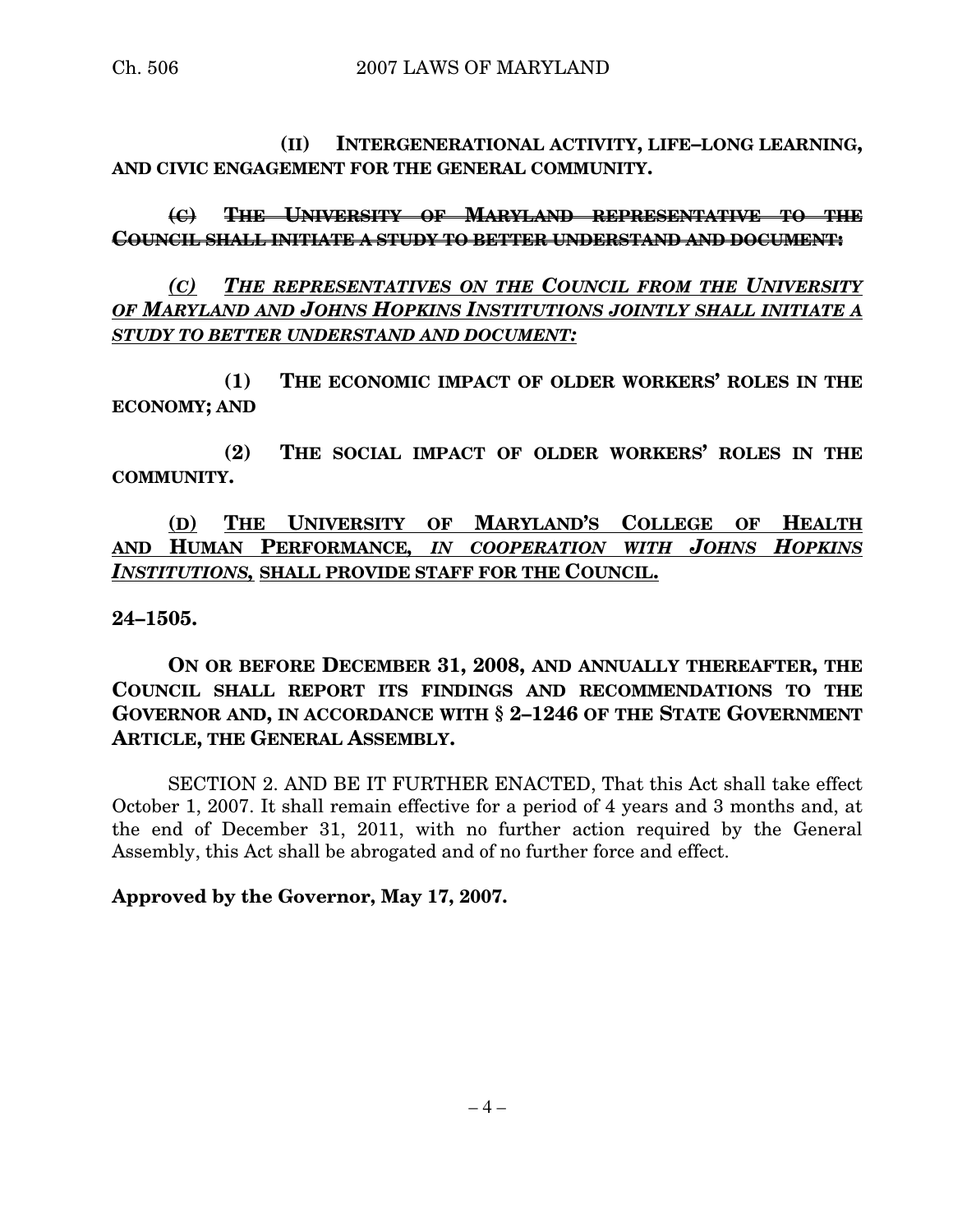**(II) INTERGENERATIONAL ACTIVITY, LIFE–LONG LEARNING, AND CIVIC ENGAGEMENT FOR THE GENERAL COMMUNITY.**

~~**(C) THE UNIVERSITY OF MARYLAND REPRESENTATIVE TO THE COUNCIL SHALL INITIATE A STUDY TO BETTER UNDERSTAND AND DOCUMENT:**~~

*(C) THE REPRESENTATIVES ON THE COUNCIL FROM THE UNIVERSITY OF MARYLAND AND JOHNS HOPKINS INSTITUTIONS JOINTLY SHALL INITIATE A STUDY TO BETTER UNDERSTAND AND DOCUMENT:*

**(1) THE ECONOMIC IMPACT OF OLDER WORKERS' ROLES IN THE ECONOMY; AND**

**(2) THE SOCIAL IMPACT OF OLDER WORKERS' ROLES IN THE COMMUNITY.**

**(D) THE UNIVERSITY OF MARYLAND'S COLLEGE OF HEALTH AND HUMAN PERFORMANCE,** ***IN COOPERATION WITH JOHNS HOPKINS INSTITUTIONS,*** **SHALL PROVIDE STAFF FOR THE COUNCIL.**

**24–1505.**

**ON OR BEFORE DECEMBER 31, 2008, AND ANNUALLY THEREAFTER, THE COUNCIL SHALL REPORT ITS FINDINGS AND RECOMMENDATIONS TO THE GOVERNOR AND, IN ACCORDANCE WITH § 2–1246 OF THE STATE GOVERNMENT ARTICLE, THE GENERAL ASSEMBLY.**

SECTION 2. AND BE IT FURTHER ENACTED, That this Act shall take effect October 1, 2007. It shall remain effective for a period of 4 years and 3 months and, at the end of December 31, 2011, with no further action required by the General Assembly, this Act shall be abrogated and of no further force and effect.

**Approved by the Governor, May 17, 2007.**